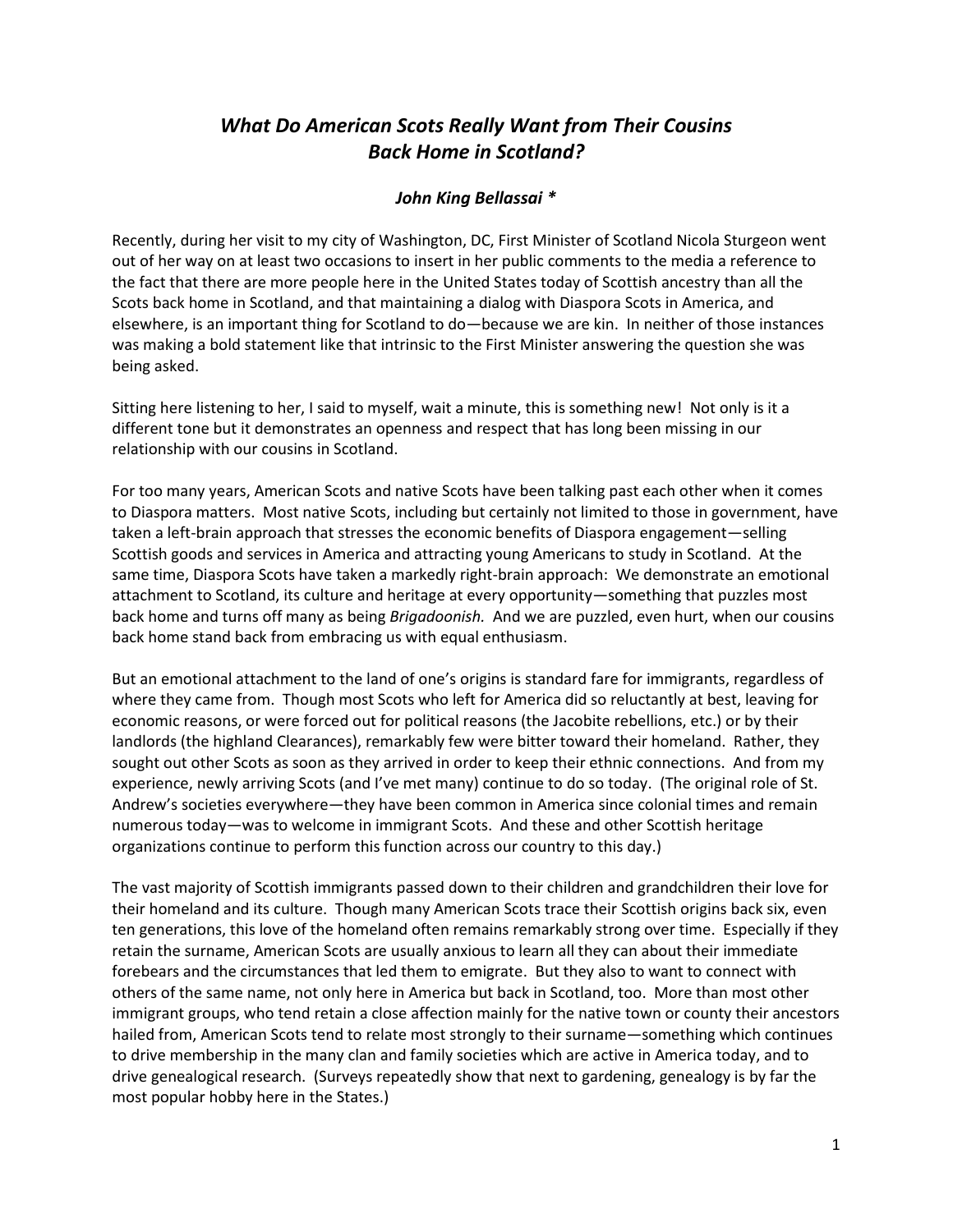# *What Do American Scots Really Want from Their Cousins Back Home in Scotland?*

***John King Bellassai \****

Recently, during her visit to my city of Washington, DC, First Minister of Scotland Nicola Sturgeon went out of her way on at least two occasions to insert in her public comments to the media a reference to the fact that there are more people here in the United States today of Scottish ancestry than all the Scots back home in Scotland, and that maintaining a dialog with Diaspora Scots in America, and elsewhere, is an important thing for Scotland to do—because we are kin. In neither of those instances was making a bold statement like that intrinsic to the First Minister answering the question she was being asked.

Sitting here listening to her, I said to myself, wait a minute, this is something new! Not only is it a different tone but it demonstrates an openness and respect that has long been missing in our relationship with our cousins in Scotland.

For too many years, American Scots and native Scots have been talking past each other when it comes to Diaspora matters. Most native Scots, including but certainly not limited to those in government, have taken a left-brain approach that stresses the economic benefits of Diaspora engagement—selling Scottish goods and services in America and attracting young Americans to study in Scotland. At the same time, Diaspora Scots have taken a markedly right-brain approach: We demonstrate an emotional attachment to Scotland, its culture and heritage at every opportunity—something that puzzles most back home and turns off many as being *Brigadoonish.* And we are puzzled, even hurt, when our cousins back home stand back from embracing us with equal enthusiasm.

But an emotional attachment to the land of one's origins is standard fare for immigrants, regardless of where they came from. Though most Scots who left for America did so reluctantly at best, leaving for economic reasons, or were forced out for political reasons (the Jacobite rebellions, etc.) or by their landlords (the highland Clearances), remarkably few were bitter toward their homeland. Rather, they sought out other Scots as soon as they arrived in order to keep their ethnic connections. And from my experience, newly arriving Scots (and I've met many) continue to do so today. (The original role of St. Andrew's societies everywhere—they have been common in America since colonial times and remain numerous today—was to welcome in immigrant Scots. And these and other Scottish heritage organizations continue to perform this function across our country to this day.)

The vast majority of Scottish immigrants passed down to their children and grandchildren their love for their homeland and its culture. Though many American Scots trace their Scottish origins back six, even ten generations, this love of the homeland often remains remarkably strong over time. Especially if they retain the surname, American Scots are usually anxious to learn all they can about their immediate forebears and the circumstances that led them to emigrate. But they also to want to connect with others of the same name, not only here in America but back in Scotland, too. More than most other immigrant groups, who tend retain a close affection mainly for the native town or county their ancestors hailed from, American Scots tend to relate most strongly to their surname—something which continues to drive membership in the many clan and family societies which are active in America today, and to drive genealogical research. (Surveys repeatedly show that next to gardening, genealogy is by far the most popular hobby here in the States.)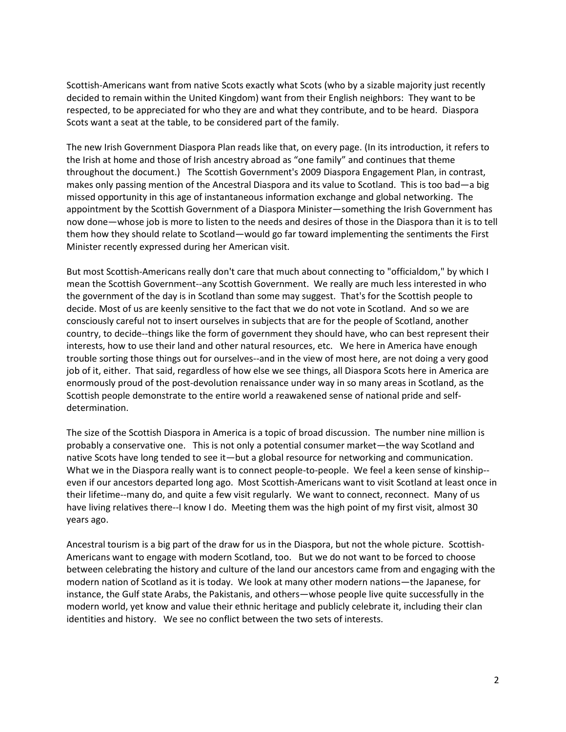Scottish-Americans want from native Scots exactly what Scots (who by a sizable majority just recently decided to remain within the United Kingdom) want from their English neighbors: They want to be respected, to be appreciated for who they are and what they contribute, and to be heard. Diaspora Scots want a seat at the table, to be considered part of the family.

The new Irish Government Diaspora Plan reads like that, on every page. (In its introduction, it refers to the Irish at home and those of Irish ancestry abroad as "one family" and continues that theme throughout the document.) The Scottish Government's 2009 Diaspora Engagement Plan, in contrast, makes only passing mention of the Ancestral Diaspora and its value to Scotland. This is too bad—a big missed opportunity in this age of instantaneous information exchange and global networking. The appointment by the Scottish Government of a Diaspora Minister—something the Irish Government has now done—whose job is more to listen to the needs and desires of those in the Diaspora than it is to tell them how they should relate to Scotland—would go far toward implementing the sentiments the First Minister recently expressed during her American visit.

But most Scottish-Americans really don't care that much about connecting to "officialdom," by which I mean the Scottish Government--any Scottish Government. We really are much less interested in who the government of the day is in Scotland than some may suggest. That's for the Scottish people to decide. Most of us are keenly sensitive to the fact that we do not vote in Scotland. And so we are consciously careful not to insert ourselves in subjects that are for the people of Scotland, another country, to decide--things like the form of government they should have, who can best represent their interests, how to use their land and other natural resources, etc. We here in America have enough trouble sorting those things out for ourselves--and in the view of most here, are not doing a very good job of it, either. That said, regardless of how else we see things, all Diaspora Scots here in America are enormously proud of the post-devolution renaissance under way in so many areas in Scotland, as the Scottish people demonstrate to the entire world a reawakened sense of national pride and self-determination.

The size of the Scottish Diaspora in America is a topic of broad discussion. The number nine million is probably a conservative one. This is not only a potential consumer market—the way Scotland and native Scots have long tended to see it—but a global resource for networking and communication. What we in the Diaspora really want is to connect people-to-people. We feel a keen sense of kinship--even if our ancestors departed long ago. Most Scottish-Americans want to visit Scotland at least once in their lifetime--many do, and quite a few visit regularly. We want to connect, reconnect. Many of us have living relatives there--I know I do. Meeting them was the high point of my first visit, almost 30 years ago.

Ancestral tourism is a big part of the draw for us in the Diaspora, but not the whole picture. Scottish-Americans want to engage with modern Scotland, too. But we do not want to be forced to choose between celebrating the history and culture of the land our ancestors came from and engaging with the modern nation of Scotland as it is today. We look at many other modern nations—the Japanese, for instance, the Gulf state Arabs, the Pakistanis, and others—whose people live quite successfully in the modern world, yet know and value their ethnic heritage and publicly celebrate it, including their clan identities and history. We see no conflict between the two sets of interests.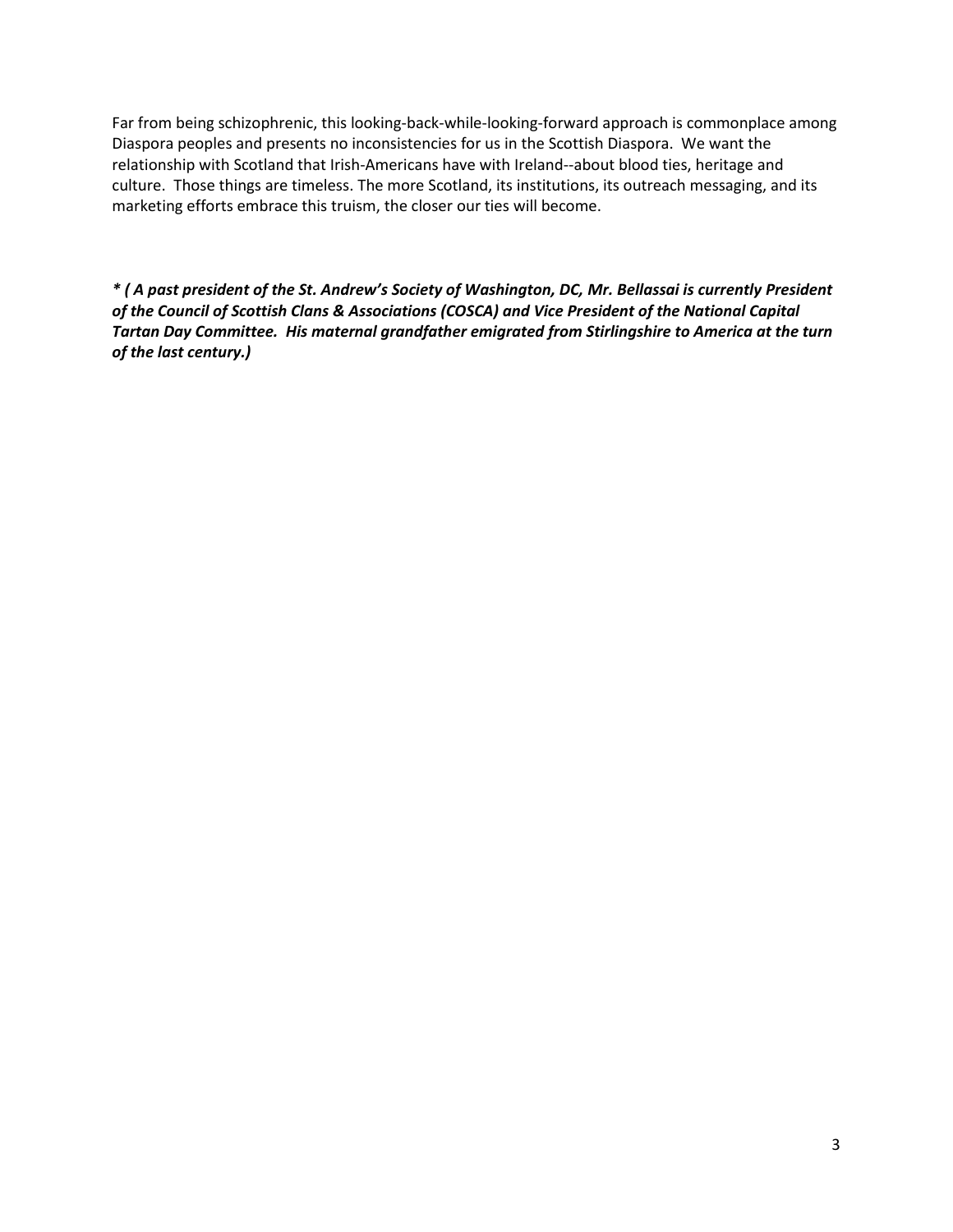Far from being schizophrenic, this looking-back-while-looking-forward approach is commonplace among Diaspora peoples and presents no inconsistencies for us in the Scottish Diaspora. We want the relationship with Scotland that Irish-Americans have with Ireland--about blood ties, heritage and culture. Those things are timeless. The more Scotland, its institutions, its outreach messaging, and its marketing efforts embrace this truism, the closer our ties will become.

***\* ( A past president of the St. Andrew's Society of Washington, DC, Mr. Bellassai is currently President of the Council of Scottish Clans & Associations (COSCA) and Vice President of the National Capital Tartan Day Committee. His maternal grandfather emigrated from Stirlingshire to America at the turn of the last century.)***